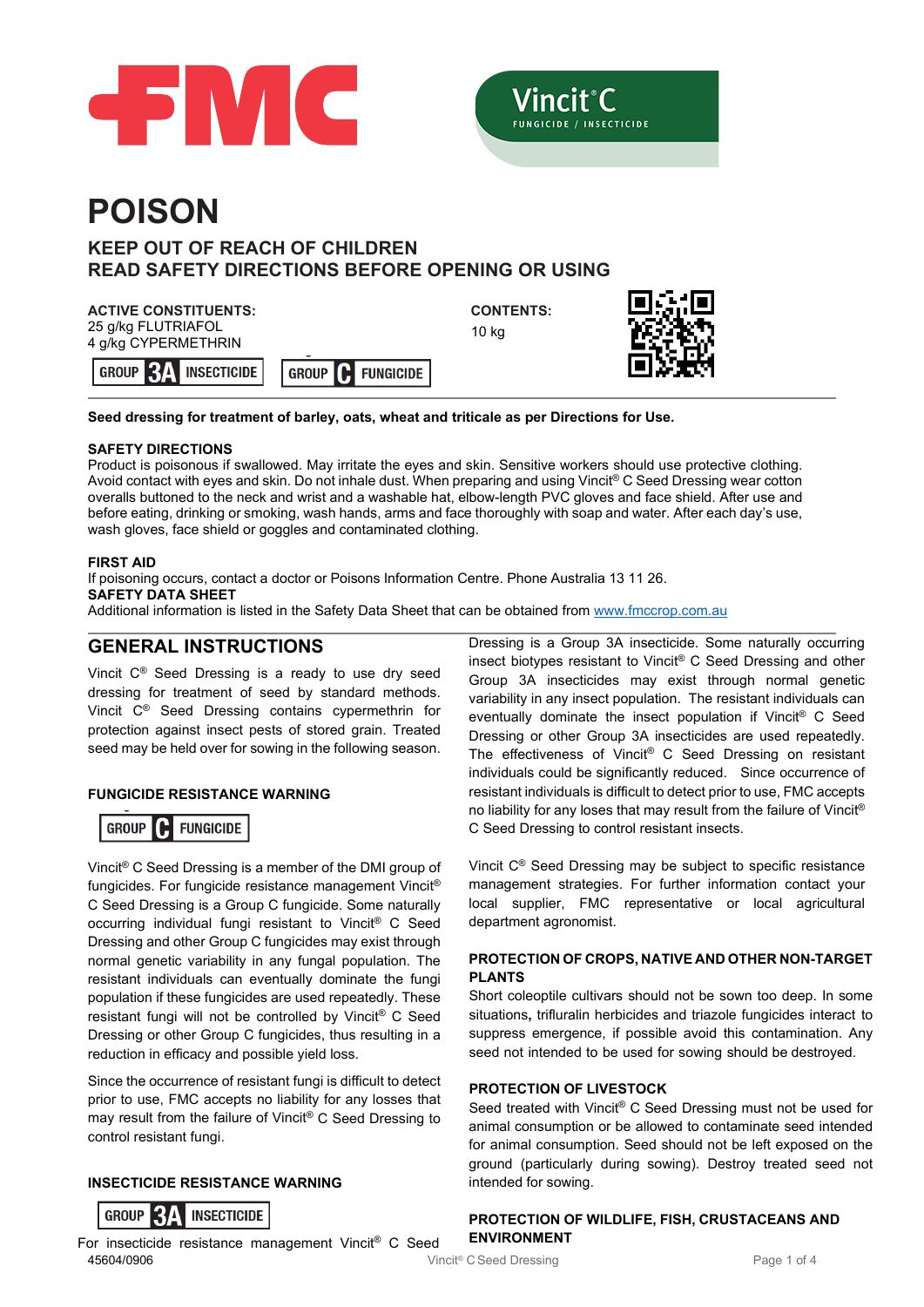# POISON

## KEEP OUT OF REACH OF CHILDREN
## READ SAFETY DIRECTIONS BEFORE OPENING OR USING

**ACTIVE CONSTITUENTS:**
25 g/kg FLUTRIAFOL
4 g/kg CYPERMETHRIN

**CONTENTS:**
10 kg

GROUP 3A INSECTICIDE    GROUP C FUNGICIDE

**Seed dressing for treatment of barley, oats, wheat and triticale as per Directions for Use.**

**SAFETY DIRECTIONS**
Product is poisonous if swallowed. May irritate the eyes and skin. Sensitive workers should use protective clothing. Avoid contact with eyes and skin. Do not inhale dust. When preparing and using Vincit® C Seed Dressing wear cotton overalls buttoned to the neck and wrist and a washable hat, elbow-length PVC gloves and face shield. After use and before eating, drinking or smoking, wash hands, arms and face thoroughly with soap and water. After each day's use, wash gloves, face shield or goggles and contaminated clothing.

**FIRST AID**
If poisoning occurs, contact a doctor or Poisons Information Centre. Phone Australia 13 11 26.
**SAFETY DATA SHEET**
Additional information is listed in the Safety Data Sheet that can be obtained from www.fmccrop.com.au

## GENERAL INSTRUCTIONS

Vincit C® Seed Dressing is a ready to use dry seed dressing for treatment of seed by standard methods. Vincit C® Seed Dressing contains cypermethrin for protection against insect pests of stored grain. Treated seed may be held over for sowing in the following season.

**FUNGICIDE RESISTANCE WARNING**

GROUP C FUNGICIDE

Vincit® C Seed Dressing is a member of the DMI group of fungicides. For fungicide resistance management Vincit® C Seed Dressing is a Group C fungicide. Some naturally occurring individual fungi resistant to Vincit® C Seed Dressing and other Group C fungicides may exist through normal genetic variability in any fungal population. The resistant individuals can eventually dominate the fungi population if these fungicides are used repeatedly. These resistant fungi will not be controlled by Vincit® C Seed Dressing or other Group C fungicides, thus resulting in a reduction in efficacy and possible yield loss.

Since the occurrence of resistant fungi is difficult to detect prior to use, FMC accepts no liability for any losses that may result from the failure of Vincit® C Seed Dressing to control resistant fungi.

**INSECTICIDE RESISTANCE WARNING**

GROUP 3A INSECTICIDE

For insecticide resistance management Vincit® C Seed Dressing is a Group 3A insecticide. Some naturally occurring insect biotypes resistant to Vincit® C Seed Dressing and other Group 3A insecticides may exist through normal genetic variability in any insect population. The resistant individuals can eventually dominate the insect population if Vincit® C Seed Dressing or other Group 3A insecticides are used repeatedly. The effectiveness of Vincit® C Seed Dressing on resistant individuals could be significantly reduced. Since occurrence of resistant individuals is difficult to detect prior to use, FMC accepts no liability for any loses that may result from the failure of Vincit® C Seed Dressing to control resistant insects.

Vincit C® Seed Dressing may be subject to specific resistance management strategies. For further information contact your local supplier, FMC representative or local agricultural department agronomist.

**PROTECTION OF CROPS, NATIVE AND OTHER NON-TARGET PLANTS**
Short coleoptile cultivars should not be sown too deep. In some situations, trifluralin herbicides and triazole fungicides interact to suppress emergence, if possible avoid this contamination. Any seed not intended to be used for sowing should be destroyed.

**PROTECTION OF LIVESTOCK**
Seed treated with Vincit® C Seed Dressing must not be used for animal consumption or be allowed to contaminate seed intended for animal consumption. Seed should not be left exposed on the ground (particularly during sowing). Destroy treated seed not intended for sowing.

**PROTECTION OF WILDLIFE, FISH, CRUSTACEANS AND ENVIRONMENT**

45604/0906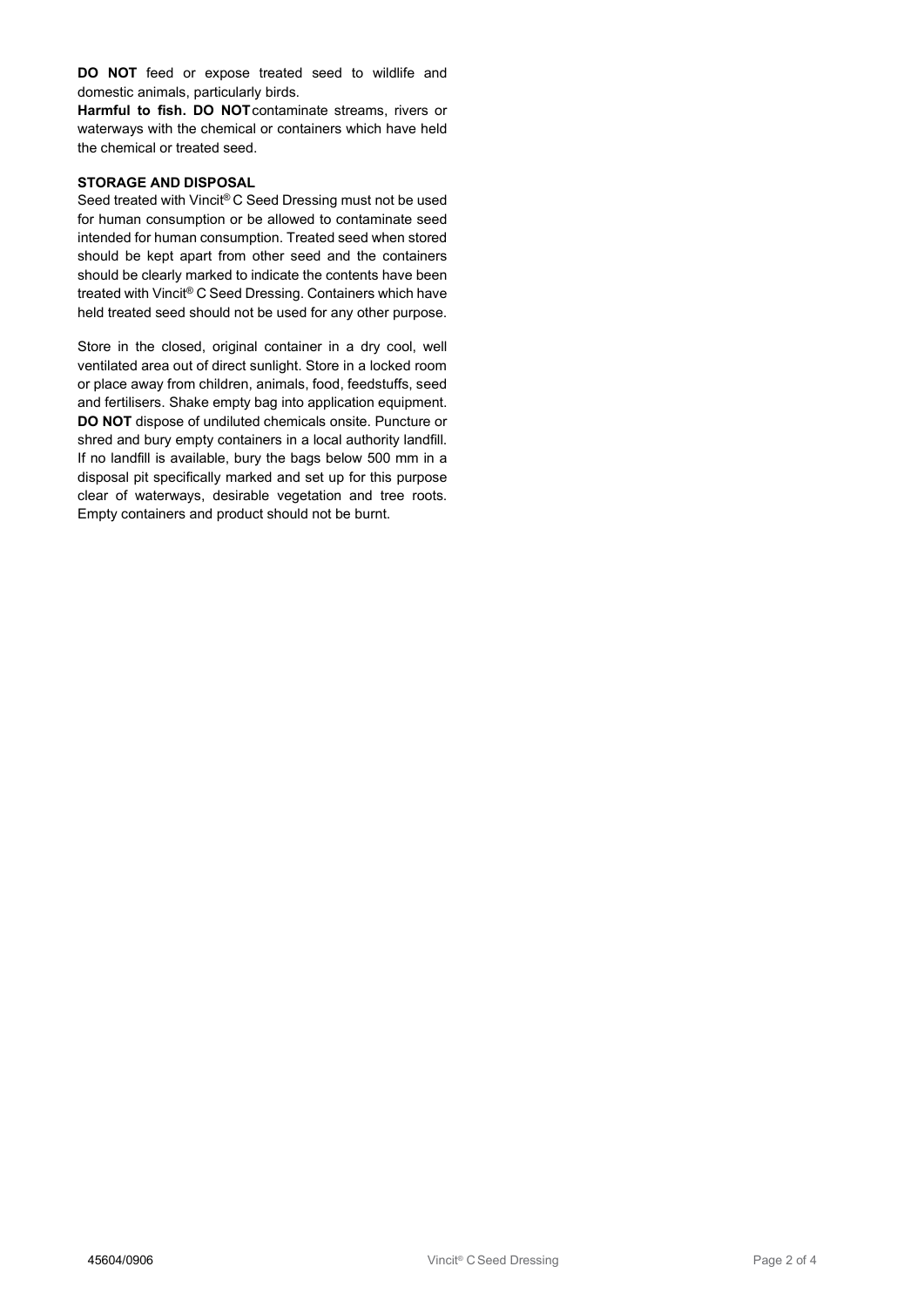**DO NOT** feed or expose treated seed to wildlife and domestic animals, particularly birds.

**Harmful to fish. DO NOT** contaminate streams, rivers or waterways with the chemical or containers which have held the chemical or treated seed.

**STORAGE AND DISPOSAL**

Seed treated with Vincit® C Seed Dressing must not be used for human consumption or be allowed to contaminate seed intended for human consumption. Treated seed when stored should be kept apart from other seed and the containers should be clearly marked to indicate the contents have been treated with Vincit® C Seed Dressing. Containers which have held treated seed should not be used for any other purpose.

Store in the closed, original container in a dry cool, well ventilated area out of direct sunlight. Store in a locked room or place away from children, animals, food, feedstuffs, seed and fertilisers. Shake empty bag into application equipment. **DO NOT** dispose of undiluted chemicals onsite. Puncture or shred and bury empty containers in a local authority landfill. If no landfill is available, bury the bags below 500 mm in a disposal pit specifically marked and set up for this purpose clear of waterways, desirable vegetation and tree roots. Empty containers and product should not be burnt.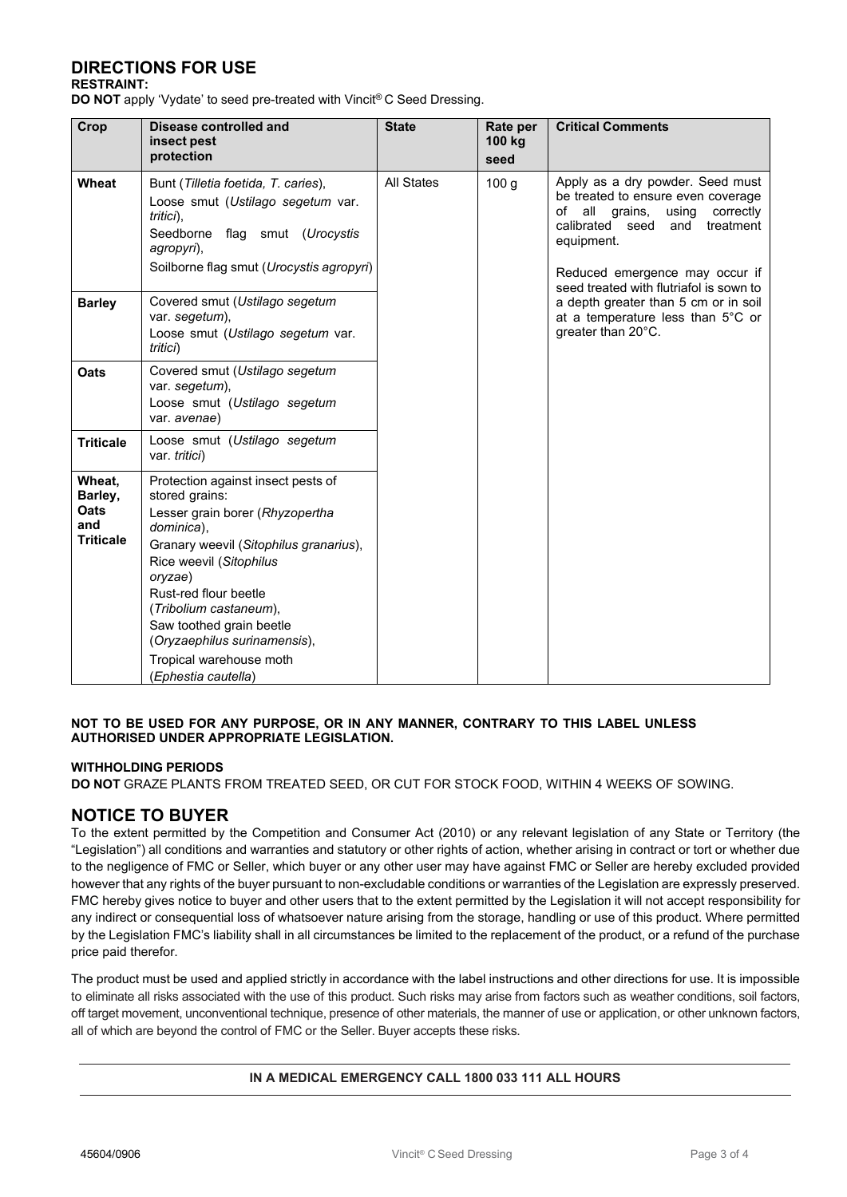## DIRECTIONS FOR USE

**RESTRAINT:**

**DO NOT** apply 'Vydate' to seed pre-treated with Vincit® C Seed Dressing.

| Crop | Disease controlled and insect pest protection | State | Rate per 100 kg seed | Critical Comments |
|---|---|---|---|---|
| **Wheat** | Bunt (*Tilletia foetida, T. caries*), Loose smut (*Ustilago segetum* var. *tritici*), Seedborne flag smut (*Urocystis agropyri*), Soilborne flag smut (*Urocystis agropyri*) | All States | 100 g | Apply as a dry powder. Seed must be treated to ensure even coverage of all grains, using correctly calibrated seed and treatment equipment. Reduced emergence may occur if seed treated with flutriafol is sown to a depth greater than 5 cm or in soil at a temperature less than 5°C or greater than 20°C. |
| **Barley** | Covered smut (*Ustilago segetum* var. *segetum*), Loose smut (*Ustilago segetum* var. *tritici*) | | | |
| **Oats** | Covered smut (*Ustilago segetum* var. *segetum*), Loose smut (*Ustilago segetum* var. *avenae*) | | | |
| **Triticale** | Loose smut (*Ustilago segetum* var. *tritici*) | | | |
| **Wheat, Barley, Oats and Triticale** | Protection against insect pests of stored grains: Lesser grain borer (*Rhyzopertha dominica*), Granary weevil (*Sitophilus granarius*), Rice weevil (*Sitophilus oryzae*) Rust-red flour beetle (*Tribolium castaneum*), Saw toothed grain beetle (*Oryzaephilus surinamensis*), Tropical warehouse moth (*Ephestia cautella*) | | | |

**NOT TO BE USED FOR ANY PURPOSE, OR IN ANY MANNER, CONTRARY TO THIS LABEL UNLESS AUTHORISED UNDER APPROPRIATE LEGISLATION.**

**WITHHOLDING PERIODS**

**DO NOT** GRAZE PLANTS FROM TREATED SEED, OR CUT FOR STOCK FOOD, WITHIN 4 WEEKS OF SOWING.

## NOTICE TO BUYER

To the extent permitted by the Competition and Consumer Act (2010) or any relevant legislation of any State or Territory (the "Legislation") all conditions and warranties and statutory or other rights of action, whether arising in contract or tort or whether due to the negligence of FMC or Seller, which buyer or any other user may have against FMC or Seller are hereby excluded provided however that any rights of the buyer pursuant to non-excludable conditions or warranties of the Legislation are expressly preserved. FMC hereby gives notice to buyer and other users that to the extent permitted by the Legislation it will not accept responsibility for any indirect or consequential loss of whatsoever nature arising from the storage, handling or use of this product. Where permitted by the Legislation FMC's liability shall in all circumstances be limited to the replacement of the product, or a refund of the purchase price paid therefor.

The product must be used and applied strictly in accordance with the label instructions and other directions for use. It is impossible to eliminate all risks associated with the use of this product. Such risks may arise from factors such as weather conditions, soil factors, off target movement, unconventional technique, presence of other materials, the manner of use or application, or other unknown factors, all of which are beyond the control of FMC or the Seller. Buyer accepts these risks.

**IN A MEDICAL EMERGENCY CALL 1800 033 111 ALL HOURS**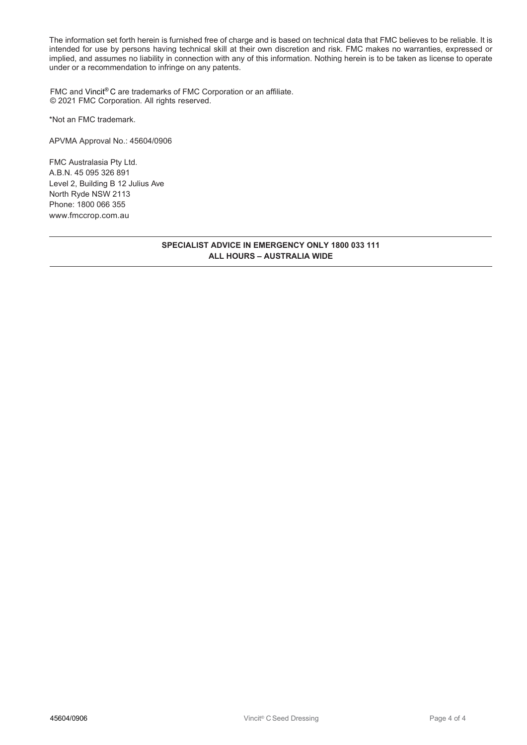The information set forth herein is furnished free of charge and is based on technical data that FMC believes to be reliable. It is intended for use by persons having technical skill at their own discretion and risk. FMC makes no warranties, expressed or implied, and assumes no liability in connection with any of this information. Nothing herein is to be taken as license to operate under or a recommendation to infringe on any patents.

FMC and Vincit® C are trademarks of FMC Corporation or an affiliate.
© 2021 FMC Corporation. All rights reserved.

*Not an FMC trademark.

APVMA Approval No.: 45604/0906

FMC Australasia Pty Ltd.
A.B.N. 45 095 326 891
Level 2, Building B 12 Julius Ave
North Ryde NSW 2113
Phone: 1800 066 355
www.fmccrop.com.au

---

**SPECIALIST ADVICE IN EMERGENCY ONLY 1800 033 111**
**ALL HOURS – AUSTRALIA WIDE**

---